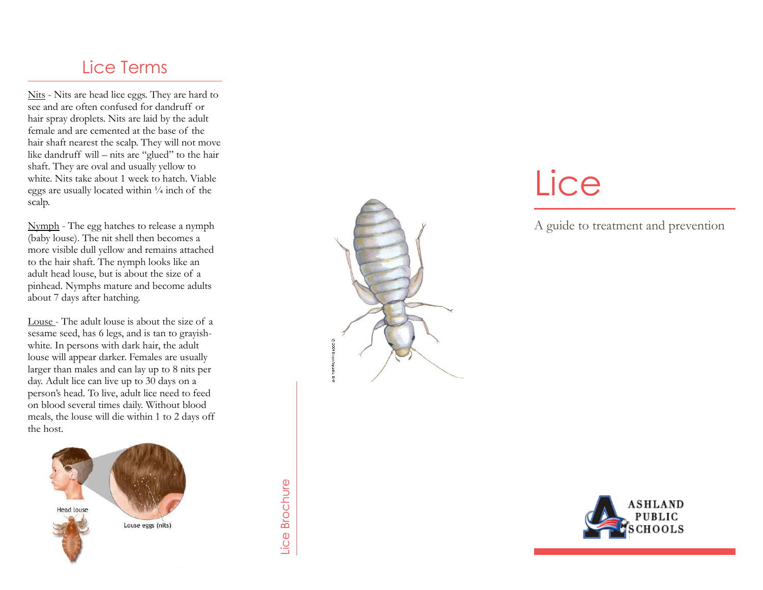## Lice Terms

Nits - Nits are head lice eggs. They are hard to see and are often confused for dandruff or hair spray droplets. Nits are laid by the adult female and are cemented at the base of the hair shaft nearest the scalp. They will not move like dandruff will – nits are "glued" to the hair shaft. They are oval and usually yellow to white. Nits take about 1 week to hatch. Viable eggs are usually located within ¼ inch of the scalp.

Nymph - The egg hatches to release a nymph (baby louse). The nit shell then becomes a more visible dull yellow and remains attached to the hair shaft. The nymph looks like an adult head louse, but is about the size of a pinhead. Nymphs mature and become adults about 7 days after hatching.

Louse - The adult louse is about the size of a sesame seed, has 6 legs, and is tan to grayish-white. In persons with dark hair, the adult louse will appear darker. Females are usually larger than males and can lay up to 8 nits per day. Adult lice can live up to 30 days on a person's head. To live, adult lice need to feed on blood several times daily. Without blood meals, the louse will die within 1 to 2 days off the host.

Head louse

Louse eggs (nits)

Lice Brochure

# Lice

A guide to treatment and prevention

ASHLAND PUBLIC SCHOOLS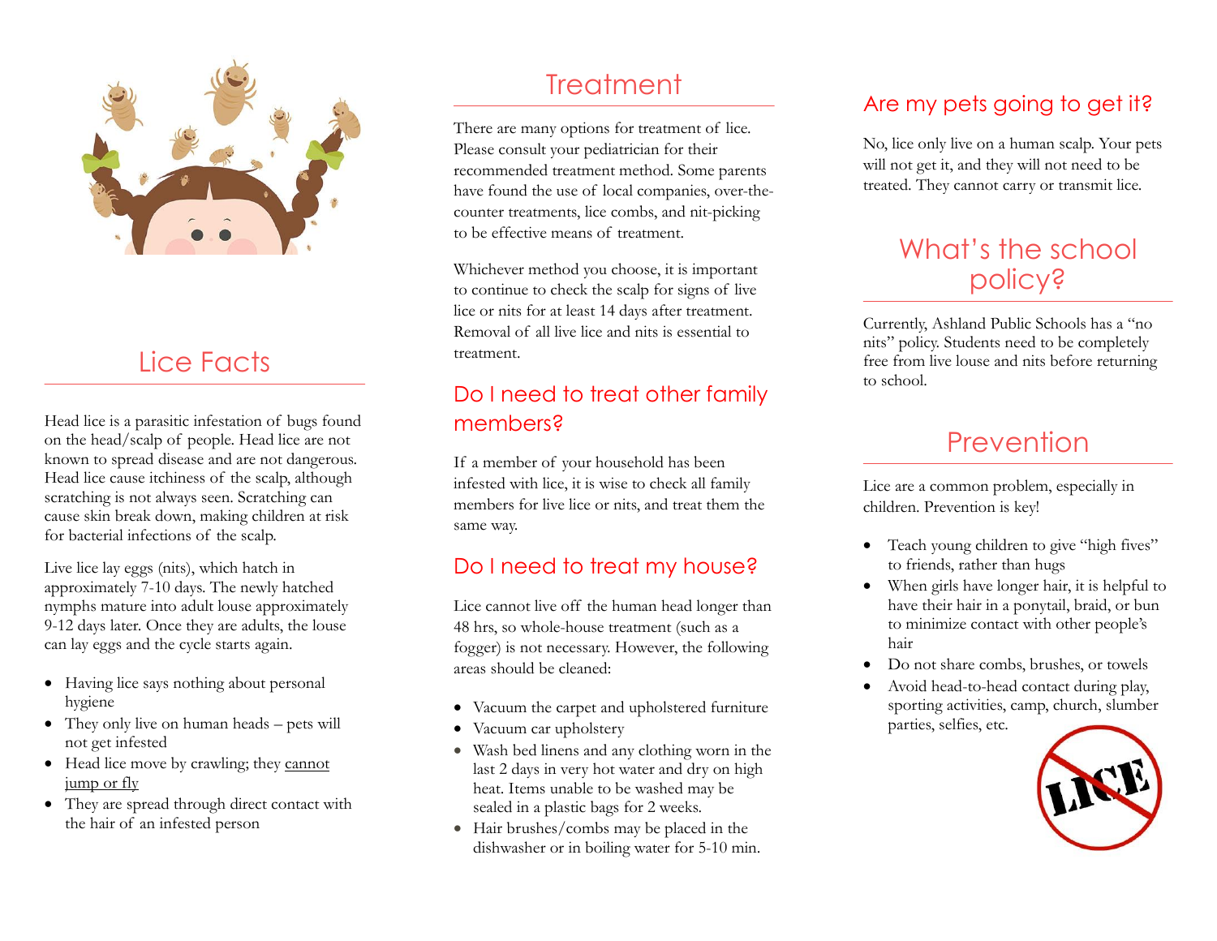## Lice Facts

Head lice is a parasitic infestation of bugs found on the head/scalp of people. Head lice are not known to spread disease and are not dangerous. Head lice cause itchiness of the scalp, although scratching is not always seen. Scratching can cause skin break down, making children at risk for bacterial infections of the scalp.

Live lice lay eggs (nits), which hatch in approximately 7-10 days. The newly hatched nymphs mature into adult louse approximately 9-12 days later. Once they are adults, the louse can lay eggs and the cycle starts again.

- Having lice says nothing about personal hygiene
- They only live on human heads – pets will not get infested
- Head lice move by crawling; they cannot jump or fly
- They are spread through direct contact with the hair of an infested person

## Treatment

There are many options for treatment of lice. Please consult your pediatrician for their recommended treatment method. Some parents have found the use of local companies, over-the-counter treatments, lice combs, and nit-picking to be effective means of treatment.

Whichever method you choose, it is important to continue to check the scalp for signs of live lice or nits for at least 14 days after treatment. Removal of all live lice and nits is essential to treatment.

### Do I need to treat other family members?

If a member of your household has been infested with lice, it is wise to check all family members for live lice or nits, and treat them the same way.

### Do I need to treat my house?

Lice cannot live off the human head longer than 48 hrs, so whole-house treatment (such as a fogger) is not necessary. However, the following areas should be cleaned:

- Vacuum the carpet and upholstered furniture
- Vacuum car upholstery
- Wash bed linens and any clothing worn in the last 2 days in very hot water and dry on high heat. Items unable to be washed may be sealed in a plastic bags for 2 weeks.
- Hair brushes/combs may be placed in the dishwasher or in boiling water for 5-10 min.

### Are my pets going to get it?

No, lice only live on a human scalp. Your pets will not get it, and they will not need to be treated. They cannot carry or transmit lice.

## What's the school policy?

Currently, Ashland Public Schools has a "no nits" policy. Students need to be completely free from live louse and nits before returning to school.

## Prevention

Lice are a common problem, especially in children. Prevention is key!

- Teach young children to give "high fives" to friends, rather than hugs
- When girls have longer hair, it is helpful to have their hair in a ponytail, braid, or bun to minimize contact with other people's hair
- Do not share combs, brushes, or towels
- Avoid head-to-head contact during play, sporting activities, camp, church, slumber parties, selfies, etc.